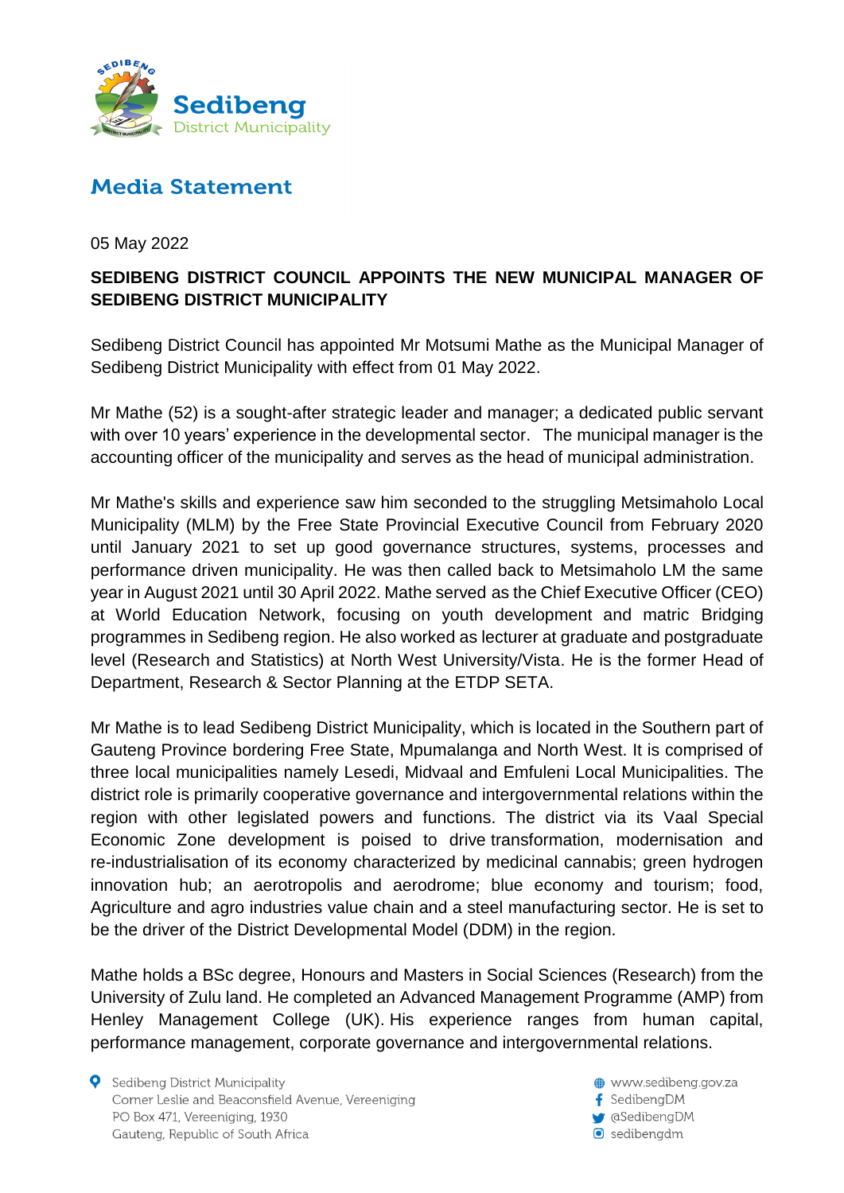Sedibeng District Municipality

# Media Statement

05 May 2022

**SEDIBENG DISTRICT COUNCIL APPOINTS THE NEW MUNICIPAL MANAGER OF SEDIBENG DISTRICT MUNICIPALITY**

Sedibeng District Council has appointed Mr Motsumi Mathe as the Municipal Manager of Sedibeng District Municipality with effect from 01 May 2022.

Mr Mathe (52) is a sought-after strategic leader and manager; a dedicated public servant with over 10 years' experience in the developmental sector. The municipal manager is the accounting officer of the municipality and serves as the head of municipal administration.

Mr Mathe's skills and experience saw him seconded to the struggling Metsimaholo Local Municipality (MLM) by the Free State Provincial Executive Council from February 2020 until January 2021 to set up good governance structures, systems, processes and performance driven municipality. He was then called back to Metsimaholo LM the same year in August 2021 until 30 April 2022. Mathe served as the Chief Executive Officer (CEO) at World Education Network, focusing on youth development and matric Bridging programmes in Sedibeng region. He also worked as lecturer at graduate and postgraduate level (Research and Statistics) at North West University/Vista. He is the former Head of Department, Research & Sector Planning at the ETDP SETA.

Mr Mathe is to lead Sedibeng District Municipality, which is located in the Southern part of Gauteng Province bordering Free State, Mpumalanga and North West. It is comprised of three local municipalities namely Lesedi, Midvaal and Emfuleni Local Municipalities. The district role is primarily cooperative governance and intergovernmental relations within the region with other legislated powers and functions. The district via its Vaal Special Economic Zone development is poised to drive transformation, modernisation and re-industrialisation of its economy characterized by medicinal cannabis; green hydrogen innovation hub; an aerotropolis and aerodrome; blue economy and tourism; food, Agriculture and agro industries value chain and a steel manufacturing sector. He is set to be the driver of the District Developmental Model (DDM) in the region.

Mathe holds a BSc degree, Honours and Masters in Social Sciences (Research) from the University of Zulu land. He completed an Advanced Management Programme (AMP) from Henley Management College (UK). His experience ranges from human capital, performance management, corporate governance and intergovernmental relations.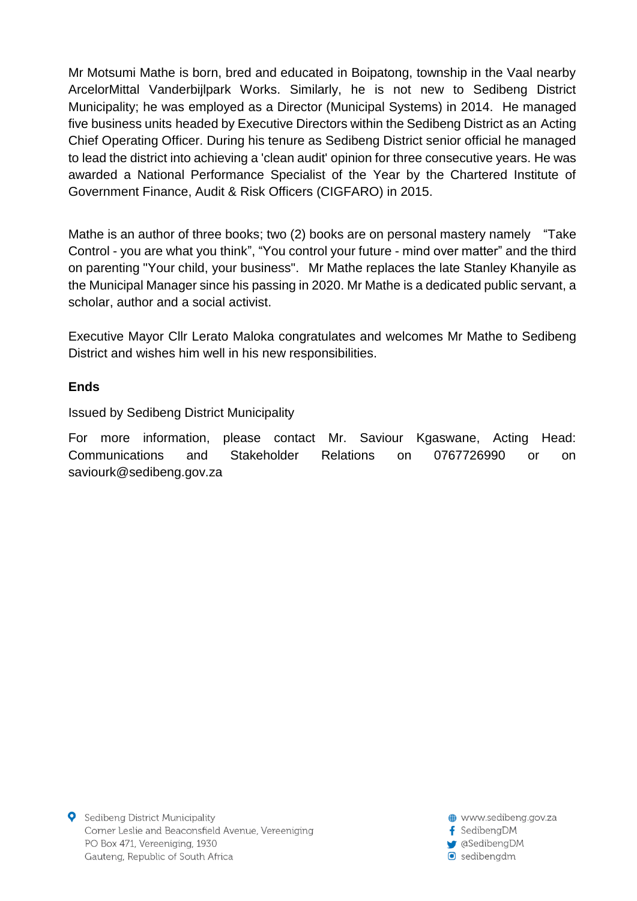Mr Motsumi Mathe is born, bred and educated in Boipatong, township in the Vaal nearby ArcelorMittal Vanderbijlpark Works. Similarly, he is not new to Sedibeng District Municipality; he was employed as a Director (Municipal Systems) in 2014. He managed five business units headed by Executive Directors within the Sedibeng District as an Acting Chief Operating Officer. During his tenure as Sedibeng District senior official he managed to lead the district into achieving a 'clean audit' opinion for three consecutive years. He was awarded a National Performance Specialist of the Year by the Chartered Institute of Government Finance, Audit & Risk Officers (CIGFARO) in 2015.

Mathe is an author of three books; two (2) books are on personal mastery namely "Take Control - you are what you think", "You control your future - mind over matter" and the third on parenting "Your child, your business". Mr Mathe replaces the late Stanley Khanyile as the Municipal Manager since his passing in 2020. Mr Mathe is a dedicated public servant, a scholar, author and a social activist.

Executive Mayor Cllr Lerato Maloka congratulates and welcomes Mr Mathe to Sedibeng District and wishes him well in his new responsibilities.

**Ends**

Issued by Sedibeng District Municipality

For more information, please contact Mr. Saviour Kgaswane, Acting Head: Communications and Stakeholder Relations on 0767726990 or on saviourk@sedibeng.gov.za

Sedibeng District Municipality
Corner Leslie and Beaconsfield Avenue, Vereeniging
PO Box 471, Vereeniging, 1930
Gauteng, Republic of South Africa

www.sedibeng.gov.za
SedibengDM
@SedibengDM
sedibengdm